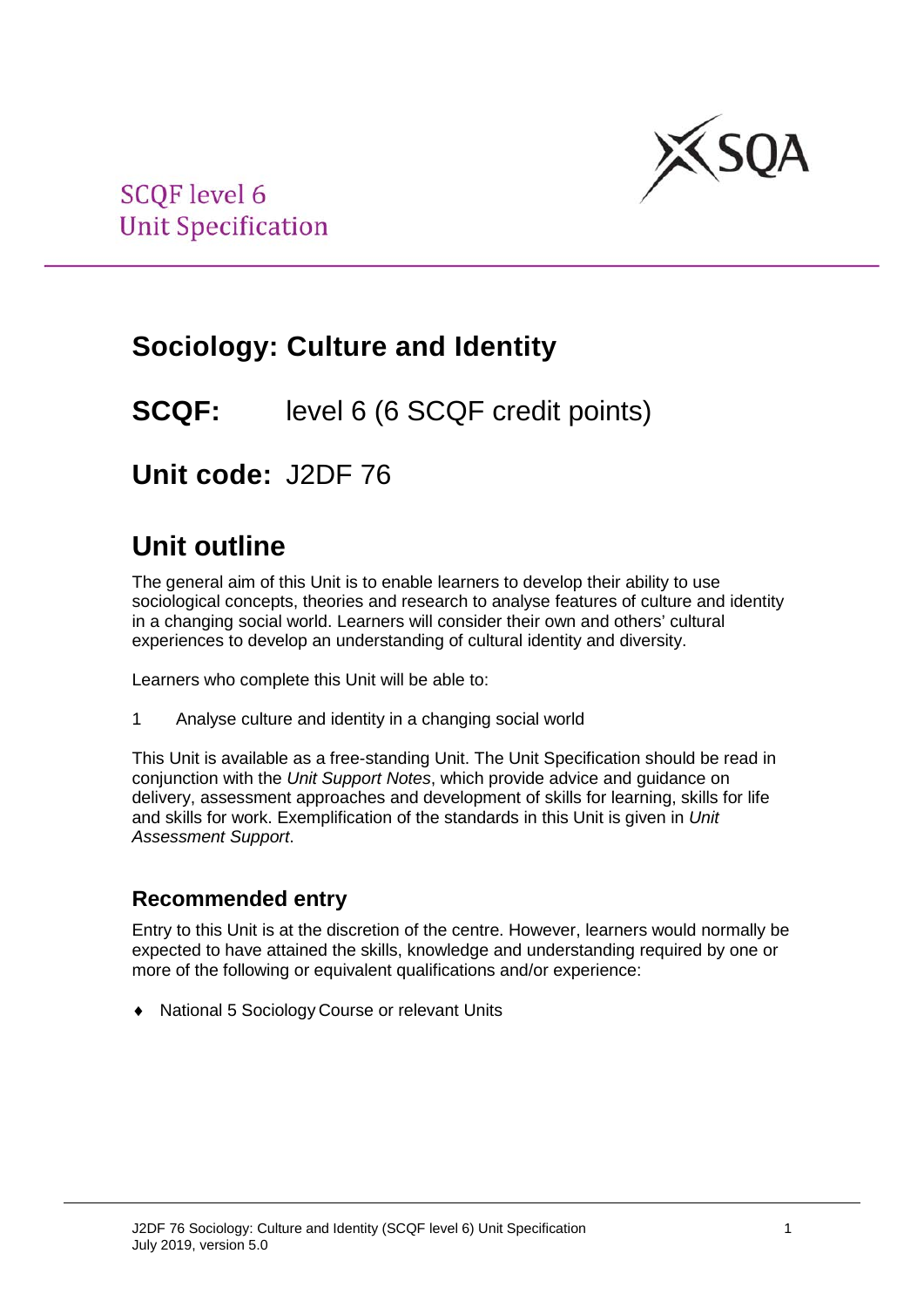SCQF level 6
Unit Specification

# Sociology: Culture and Identity

## SCQF: level 6 (6 SCQF credit points)

## Unit code: J2DF 76

# Unit outline

The general aim of this Unit is to enable learners to develop their ability to use sociological concepts, theories and research to analyse features of culture and identity in a changing social world. Learners will consider their own and others' cultural experiences to develop an understanding of cultural identity and diversity.

Learners who complete this Unit will be able to:

1 Analyse culture and identity in a changing social world

This Unit is available as a free-standing Unit. The Unit Specification should be read in conjunction with the *Unit Support Notes*, which provide advice and guidance on delivery, assessment approaches and development of skills for learning, skills for life and skills for work. Exemplification of the standards in this Unit is given in *Unit Assessment Support*.

## Recommended entry

Entry to this Unit is at the discretion of the centre. However, learners would normally be expected to have attained the skills, knowledge and understanding required by one or more of the following or equivalent qualifications and/or experience:

- National 5 Sociology Course or relevant Units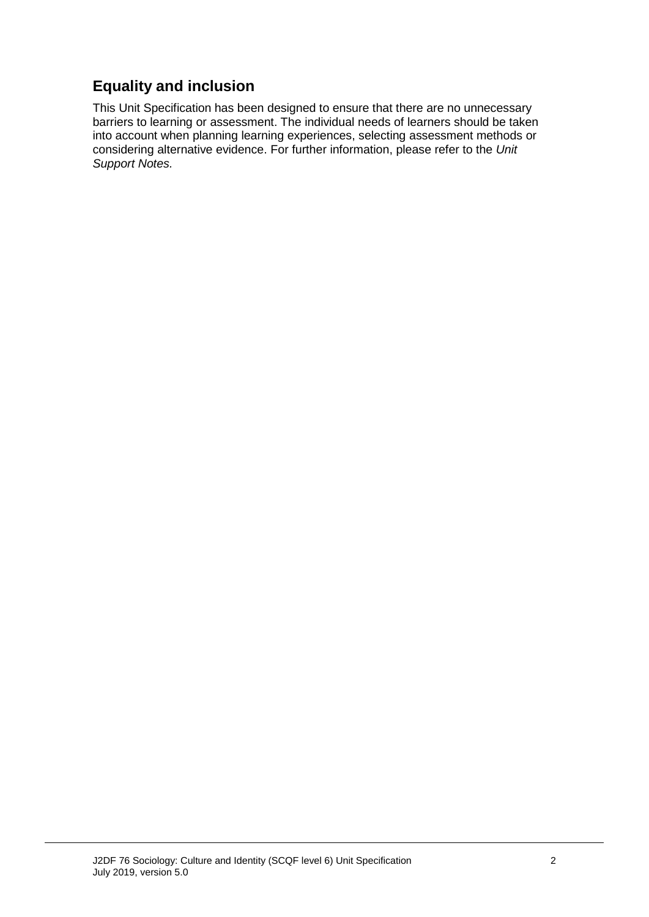## Equality and inclusion

This Unit Specification has been designed to ensure that there are no unnecessary barriers to learning or assessment. The individual needs of learners should be taken into account when planning learning experiences, selecting assessment methods or considering alternative evidence. For further information, please refer to the *Unit Support Notes.*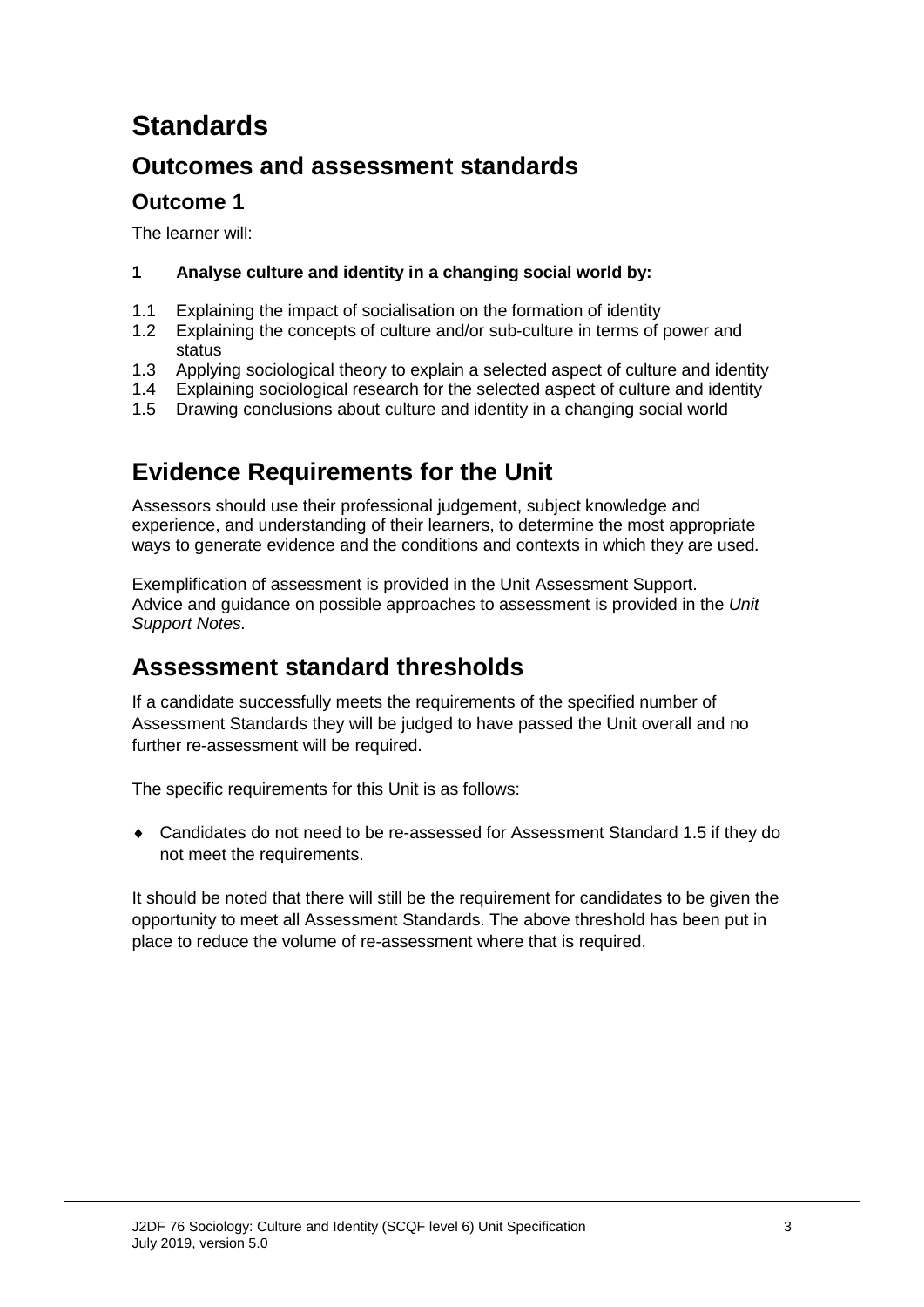# Standards

## Outcomes and assessment standards

### Outcome 1

The learner will:

**1 Analyse culture and identity in a changing social world by:**

1.1 Explaining the impact of socialisation on the formation of identity
1.2 Explaining the concepts of culture and/or sub-culture in terms of power and status
1.3 Applying sociological theory to explain a selected aspect of culture and identity
1.4 Explaining sociological research for the selected aspect of culture and identity
1.5 Drawing conclusions about culture and identity in a changing social world

## Evidence Requirements for the Unit

Assessors should use their professional judgement, subject knowledge and experience, and understanding of their learners, to determine the most appropriate ways to generate evidence and the conditions and contexts in which they are used.

Exemplification of assessment is provided in the Unit Assessment Support. Advice and guidance on possible approaches to assessment is provided in the *Unit Support Notes.*

## Assessment standard thresholds

If a candidate successfully meets the requirements of the specified number of Assessment Standards they will be judged to have passed the Unit overall and no further re-assessment will be required.

The specific requirements for this Unit is as follows:

- Candidates do not need to be re-assessed for Assessment Standard 1.5 if they do not meet the requirements.

It should be noted that there will still be the requirement for candidates to be given the opportunity to meet all Assessment Standards. The above threshold has been put in place to reduce the volume of re-assessment where that is required.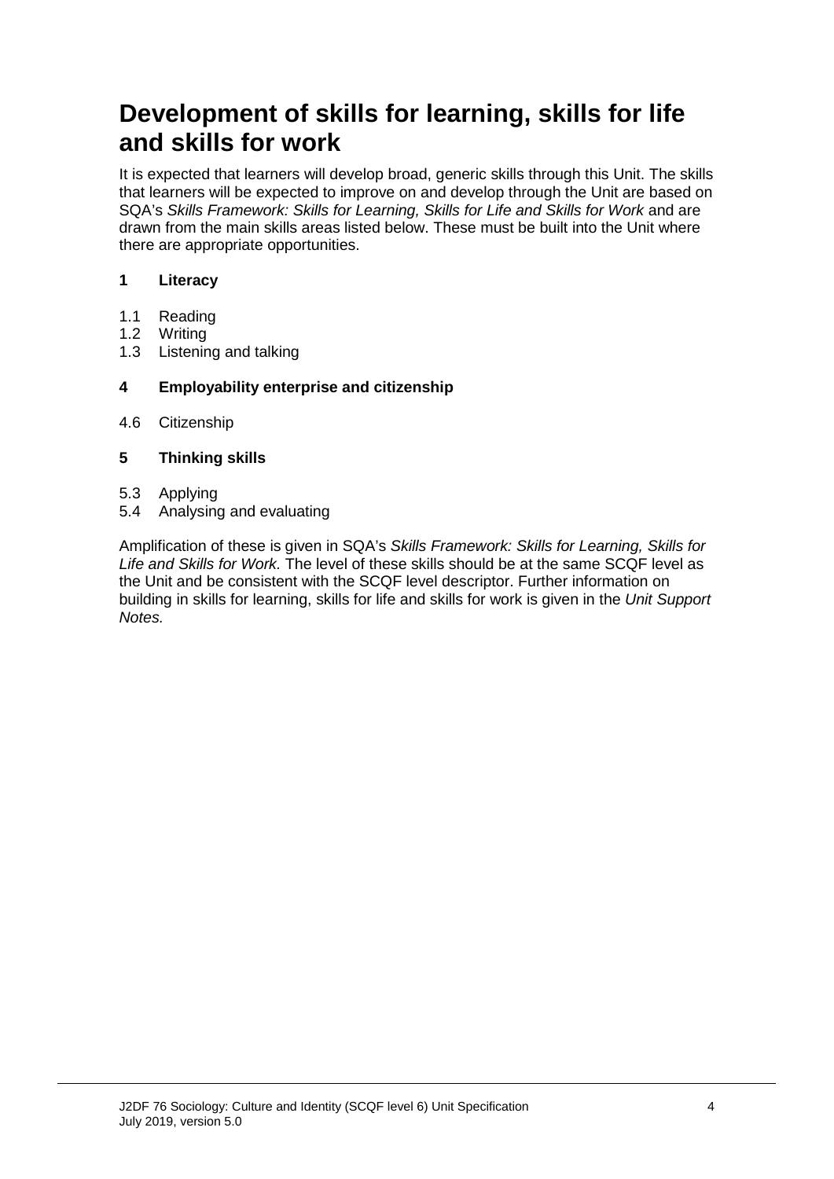# Development of skills for learning, skills for life and skills for work

It is expected that learners will develop broad, generic skills through this Unit. The skills that learners will be expected to improve on and develop through the Unit are based on SQA's *Skills Framework: Skills for Learning, Skills for Life and Skills for Work* and are drawn from the main skills areas listed below. These must be built into the Unit where there are appropriate opportunities.

**1 Literacy**

1.1 Reading
1.2 Writing
1.3 Listening and talking

**4 Employability enterprise and citizenship**

4.6 Citizenship

**5 Thinking skills**

5.3 Applying
5.4 Analysing and evaluating

Amplification of these is given in SQA's *Skills Framework: Skills for Learning, Skills for Life and Skills for Work.* The level of these skills should be at the same SCQF level as the Unit and be consistent with the SCQF level descriptor. Further information on building in skills for learning, skills for life and skills for work is given in the *Unit Support Notes.*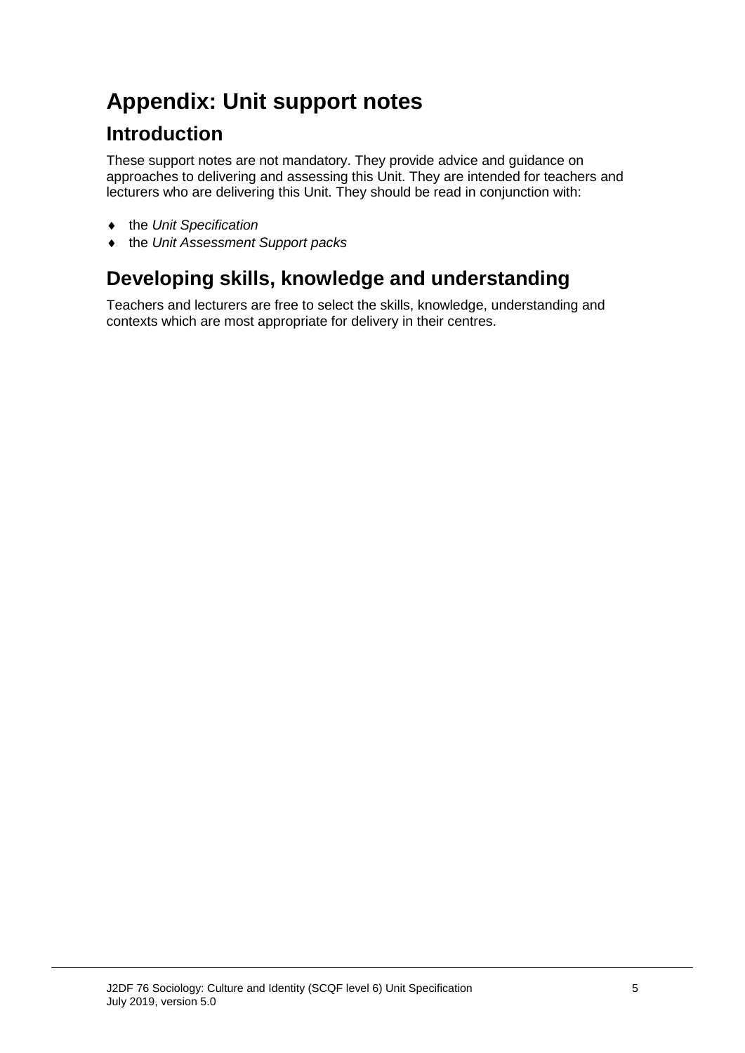# Appendix: Unit support notes

## Introduction

These support notes are not mandatory. They provide advice and guidance on approaches to delivering and assessing this Unit. They are intended for teachers and lecturers who are delivering this Unit. They should be read in conjunction with:

- the *Unit Specification*
- the *Unit Assessment Support packs*

## Developing skills, knowledge and understanding

Teachers and lecturers are free to select the skills, knowledge, understanding and contexts which are most appropriate for delivery in their centres.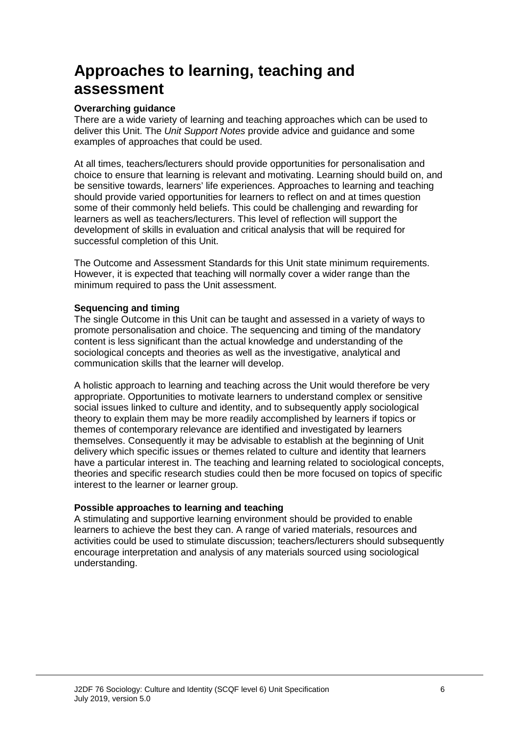# Approaches to learning, teaching and assessment

**Overarching guidance**

There are a wide variety of learning and teaching approaches which can be used to deliver this Unit. The *Unit Support Notes* provide advice and guidance and some examples of approaches that could be used.

At all times, teachers/lecturers should provide opportunities for personalisation and choice to ensure that learning is relevant and motivating. Learning should build on, and be sensitive towards, learners' life experiences. Approaches to learning and teaching should provide varied opportunities for learners to reflect on and at times question some of their commonly held beliefs. This could be challenging and rewarding for learners as well as teachers/lecturers. This level of reflection will support the development of skills in evaluation and critical analysis that will be required for successful completion of this Unit.

The Outcome and Assessment Standards for this Unit state minimum requirements. However, it is expected that teaching will normally cover a wider range than the minimum required to pass the Unit assessment.

**Sequencing and timing**

The single Outcome in this Unit can be taught and assessed in a variety of ways to promote personalisation and choice. The sequencing and timing of the mandatory content is less significant than the actual knowledge and understanding of the sociological concepts and theories as well as the investigative, analytical and communication skills that the learner will develop.

A holistic approach to learning and teaching across the Unit would therefore be very appropriate. Opportunities to motivate learners to understand complex or sensitive social issues linked to culture and identity, and to subsequently apply sociological theory to explain them may be more readily accomplished by learners if topics or themes of contemporary relevance are identified and investigated by learners themselves. Consequently it may be advisable to establish at the beginning of Unit delivery which specific issues or themes related to culture and identity that learners have a particular interest in. The teaching and learning related to sociological concepts, theories and specific research studies could then be more focused on topics of specific interest to the learner or learner group.

**Possible approaches to learning and teaching**

A stimulating and supportive learning environment should be provided to enable learners to achieve the best they can. A range of varied materials, resources and activities could be used to stimulate discussion; teachers/lecturers should subsequently encourage interpretation and analysis of any materials sourced using sociological understanding.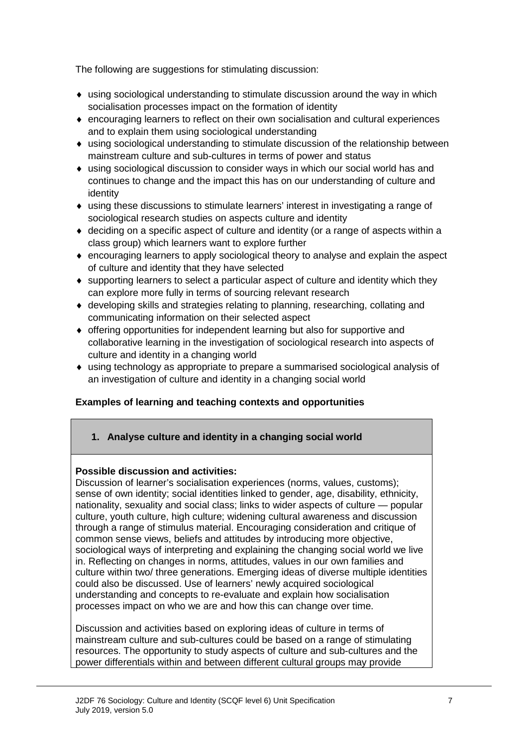The following are suggestions for stimulating discussion:

- using sociological understanding to stimulate discussion around the way in which socialisation processes impact on the formation of identity
- encouraging learners to reflect on their own socialisation and cultural experiences and to explain them using sociological understanding
- using sociological understanding to stimulate discussion of the relationship between mainstream culture and sub-cultures in terms of power and status
- using sociological discussion to consider ways in which our social world has and continues to change and the impact this has on our understanding of culture and identity
- using these discussions to stimulate learners' interest in investigating a range of sociological research studies on aspects culture and identity
- deciding on a specific aspect of culture and identity (or a range of aspects within a class group) which learners want to explore further
- encouraging learners to apply sociological theory to analyse and explain the aspect of culture and identity that they have selected
- supporting learners to select a particular aspect of culture and identity which they can explore more fully in terms of sourcing relevant research
- developing skills and strategies relating to planning, researching, collating and communicating information on their selected aspect
- offering opportunities for independent learning but also for supportive and collaborative learning in the investigation of sociological research into aspects of culture and identity in a changing world
- using technology as appropriate to prepare a summarised sociological analysis of an investigation of culture and identity in a changing social world

**Examples of learning and teaching contexts and opportunities**

| **1. Analyse culture and identity in a changing social world** |
|---|
| **Possible discussion and activities:**<br>Discussion of learner's socialisation experiences (norms, values, customs); sense of own identity; social identities linked to gender, age, disability, ethnicity, nationality, sexuality and social class; links to wider aspects of culture — popular culture, youth culture, high culture; widening cultural awareness and discussion through a range of stimulus material. Encouraging consideration and critique of common sense views, beliefs and attitudes by introducing more objective, sociological ways of interpreting and explaining the changing social world we live in. Reflecting on changes in norms, attitudes, values in our own families and culture within two/ three generations. Emerging ideas of diverse multiple identities could also be discussed. Use of learners' newly acquired sociological understanding and concepts to re-evaluate and explain how socialisation processes impact on who we are and how this can change over time.<br><br>Discussion and activities based on exploring ideas of culture in terms of mainstream culture and sub-cultures could be based on a range of stimulating resources. The opportunity to study aspects of culture and sub-cultures and the power differentials within and between different cultural groups may provide |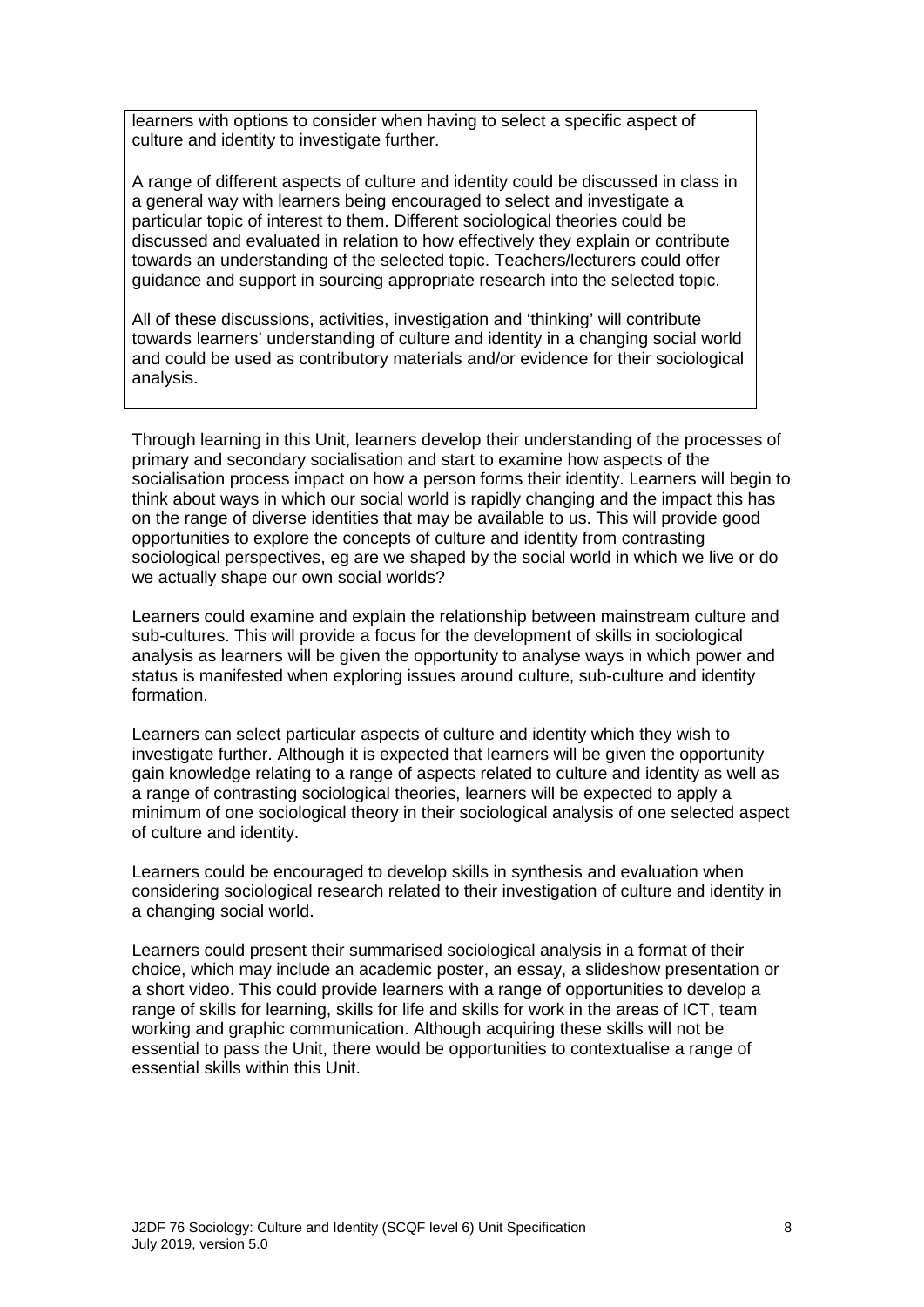learners with options to consider when having to select a specific aspect of culture and identity to investigate further.

A range of different aspects of culture and identity could be discussed in class in a general way with learners being encouraged to select and investigate a particular topic of interest to them. Different sociological theories could be discussed and evaluated in relation to how effectively they explain or contribute towards an understanding of the selected topic. Teachers/lecturers could offer guidance and support in sourcing appropriate research into the selected topic.

All of these discussions, activities, investigation and 'thinking' will contribute towards learners' understanding of culture and identity in a changing social world and could be used as contributory materials and/or evidence for their sociological analysis.

Through learning in this Unit, learners develop their understanding of the processes of primary and secondary socialisation and start to examine how aspects of the socialisation process impact on how a person forms their identity. Learners will begin to think about ways in which our social world is rapidly changing and the impact this has on the range of diverse identities that may be available to us. This will provide good opportunities to explore the concepts of culture and identity from contrasting sociological perspectives, eg are we shaped by the social world in which we live or do we actually shape our own social worlds?

Learners could examine and explain the relationship between mainstream culture and sub-cultures. This will provide a focus for the development of skills in sociological analysis as learners will be given the opportunity to analyse ways in which power and status is manifested when exploring issues around culture, sub-culture and identity formation.

Learners can select particular aspects of culture and identity which they wish to investigate further. Although it is expected that learners will be given the opportunity gain knowledge relating to a range of aspects related to culture and identity as well as a range of contrasting sociological theories, learners will be expected to apply a minimum of one sociological theory in their sociological analysis of one selected aspect of culture and identity.

Learners could be encouraged to develop skills in synthesis and evaluation when considering sociological research related to their investigation of culture and identity in a changing social world.

Learners could present their summarised sociological analysis in a format of their choice, which may include an academic poster, an essay, a slideshow presentation or a short video. This could provide learners with a range of opportunities to develop a range of skills for learning, skills for life and skills for work in the areas of ICT, team working and graphic communication. Although acquiring these skills will not be essential to pass the Unit, there would be opportunities to contextualise a range of essential skills within this Unit.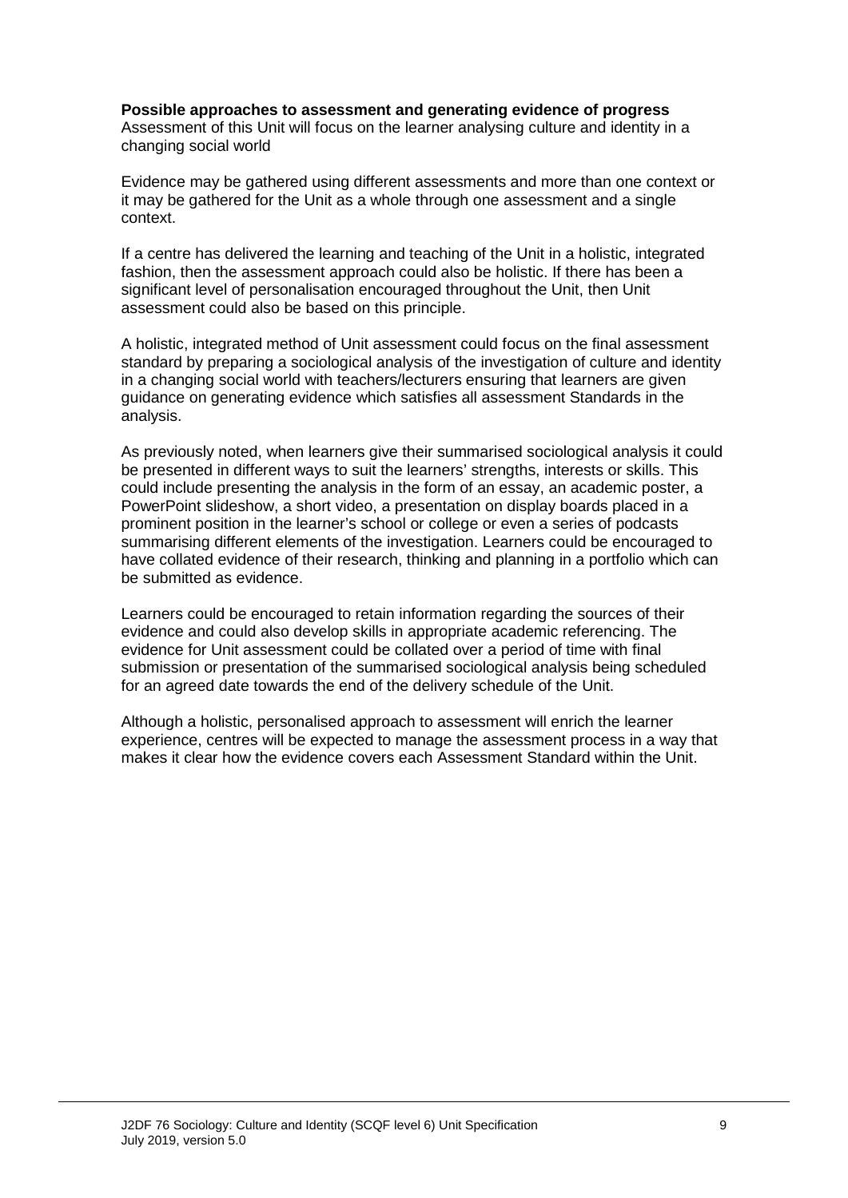**Possible approaches to assessment and generating evidence of progress**
Assessment of this Unit will focus on the learner analysing culture and identity in a changing social world

Evidence may be gathered using different assessments and more than one context or it may be gathered for the Unit as a whole through one assessment and a single context.

If a centre has delivered the learning and teaching of the Unit in a holistic, integrated fashion, then the assessment approach could also be holistic. If there has been a significant level of personalisation encouraged throughout the Unit, then Unit assessment could also be based on this principle.

A holistic, integrated method of Unit assessment could focus on the final assessment standard by preparing a sociological analysis of the investigation of culture and identity in a changing social world with teachers/lecturers ensuring that learners are given guidance on generating evidence which satisfies all assessment Standards in the analysis.

As previously noted, when learners give their summarised sociological analysis it could be presented in different ways to suit the learners' strengths, interests or skills. This could include presenting the analysis in the form of an essay, an academic poster, a PowerPoint slideshow, a short video, a presentation on display boards placed in a prominent position in the learner's school or college or even a series of podcasts summarising different elements of the investigation. Learners could be encouraged to have collated evidence of their research, thinking and planning in a portfolio which can be submitted as evidence.

Learners could be encouraged to retain information regarding the sources of their evidence and could also develop skills in appropriate academic referencing. The evidence for Unit assessment could be collated over a period of time with final submission or presentation of the summarised sociological analysis being scheduled for an agreed date towards the end of the delivery schedule of the Unit.

Although a holistic, personalised approach to assessment will enrich the learner experience, centres will be expected to manage the assessment process in a way that makes it clear how the evidence covers each Assessment Standard within the Unit.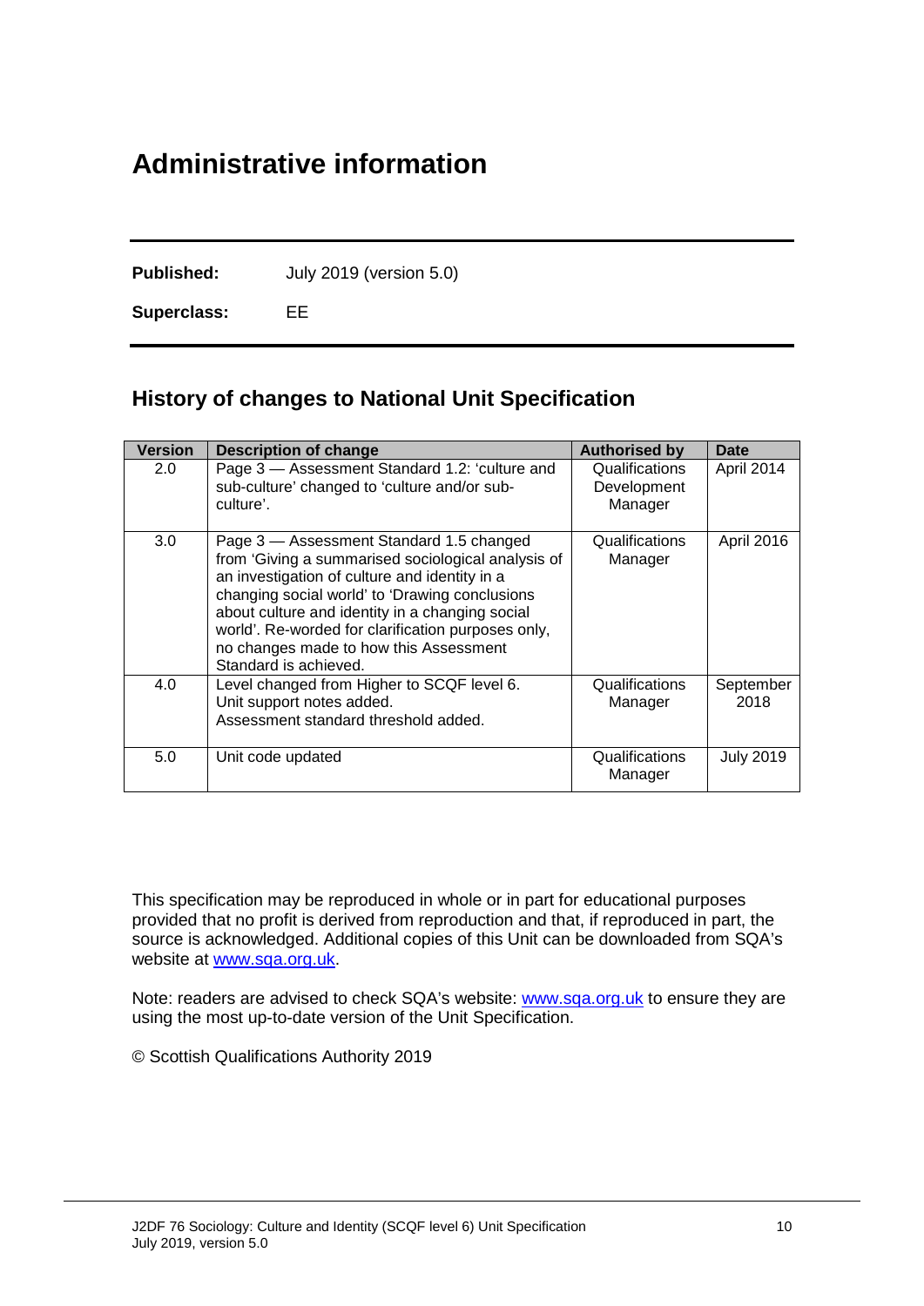# Administrative information

**Published:** July 2019 (version 5.0)

**Superclass:** EE

## History of changes to National Unit Specification

| Version | Description of change | Authorised by | Date |
|---|---|---|---|
| 2.0 | Page 3 — Assessment Standard 1.2: 'culture and sub-culture' changed to 'culture and/or sub-culture'. | Qualifications Development Manager | April 2014 |
| 3.0 | Page 3 — Assessment Standard 1.5 changed from 'Giving a summarised sociological analysis of an investigation of culture and identity in a changing social world' to 'Drawing conclusions about culture and identity in a changing social world'. Re-worded for clarification purposes only, no changes made to how this Assessment Standard is achieved. | Qualifications Manager | April 2016 |
| 4.0 | Level changed from Higher to SCQF level 6. Unit support notes added. Assessment standard threshold added. | Qualifications Manager | September 2018 |
| 5.0 | Unit code updated | Qualifications Manager | July 2019 |

This specification may be reproduced in whole or in part for educational purposes provided that no profit is derived from reproduction and that, if reproduced in part, the source is acknowledged. Additional copies of this Unit can be downloaded from SQA's website at www.sqa.org.uk.

Note: readers are advised to check SQA's website: www.sqa.org.uk to ensure they are using the most up-to-date version of the Unit Specification.

© Scottish Qualifications Authority 2019